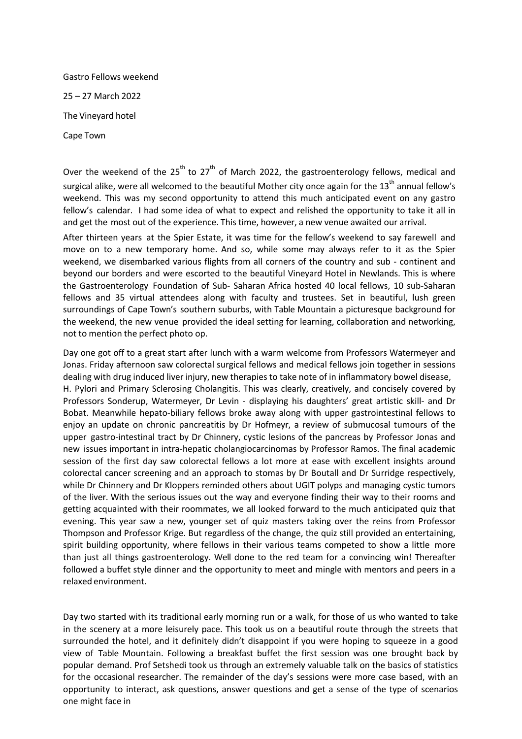Gastro Fellows weekend

25 – 27 March 2022

The Vineyard hotel

Cape Town

Over the weekend of the 25th to 27th of March 2022, the gastroenterology fellows, medical and surgical alike, were all welcomed to the beautiful Mother city once again for the 13th annual fellow's weekend. This was my second opportunity to attend this much anticipated event on any gastro fellow's calendar. I had some idea of what to expect and relished the opportunity to take it all in and get the most out of the experience. This time, however, a new venue awaited our arrival.

After thirteen years at the Spier Estate, it was time for the fellow's weekend to say farewell and move on to a new temporary home. And so, while some may always refer to it as the Spier weekend, we disembarked various flights from all corners of the country and sub - continent and beyond our borders and were escorted to the beautiful Vineyard Hotel in Newlands. This is where the Gastroenterology Foundation of Sub- Saharan Africa hosted 40 local fellows, 10 sub-Saharan fellows and 35 virtual attendees along with faculty and trustees. Set in beautiful, lush green surroundings of Cape Town's southern suburbs, with Table Mountain a picturesque background for the weekend, the new venue provided the ideal setting for learning, collaboration and networking, not to mention the perfect photo op.

Day one got off to a great start after lunch with a warm welcome from Professors Watermeyer and Jonas. Friday afternoon saw colorectal surgical fellows and medical fellows join together in sessions dealing with drug induced liver injury, new therapies to take note of in inflammatory bowel disease, H. Pylori and Primary Sclerosing Cholangitis. This was clearly, creatively, and concisely covered by Professors Sonderup, Watermeyer, Dr Levin - displaying his daughters' great artistic skill- and Dr Bobat. Meanwhile hepato-biliary fellows broke away along with upper gastrointestinal fellows to enjoy an update on chronic pancreatitis by Dr Hofmeyr, a review of submucosal tumours of the upper gastro-intestinal tract by Dr Chinnery, cystic lesions of the pancreas by Professor Jonas and new issues important in intra-hepatic cholangiocarcinomas by Professor Ramos. The final academic session of the first day saw colorectal fellows a lot more at ease with excellent insights around colorectal cancer screening and an approach to stomas by Dr Boutall and Dr Surridge respectively, while Dr Chinnery and Dr Kloppers reminded others about UGIT polyps and managing cystic tumors of the liver. With the serious issues out the way and everyone finding their way to their rooms and getting acquainted with their roommates, we all looked forward to the much anticipated quiz that evening. This year saw a new, younger set of quiz masters taking over the reins from Professor Thompson and Professor Krige. But regardless of the change, the quiz still provided an entertaining, spirit building opportunity, where fellows in their various teams competed to show a little more than just all things gastroenterology. Well done to the red team for a convincing win! Thereafter followed a buffet style dinner and the opportunity to meet and mingle with mentors and peers in a relaxed environment.

Day two started with its traditional early morning run or a walk, for those of us who wanted to take in the scenery at a more leisurely pace. This took us on a beautiful route through the streets that surrounded the hotel, and it definitely didn't disappoint if you were hoping to squeeze in a good view of Table Mountain. Following a breakfast buffet the first session was one brought back by popular demand. Prof Setshedi took us through an extremely valuable talk on the basics of statistics for the occasional researcher. The remainder of the day's sessions were more case based, with an opportunity to interact, ask questions, answer questions and get a sense of the type of scenarios one might face in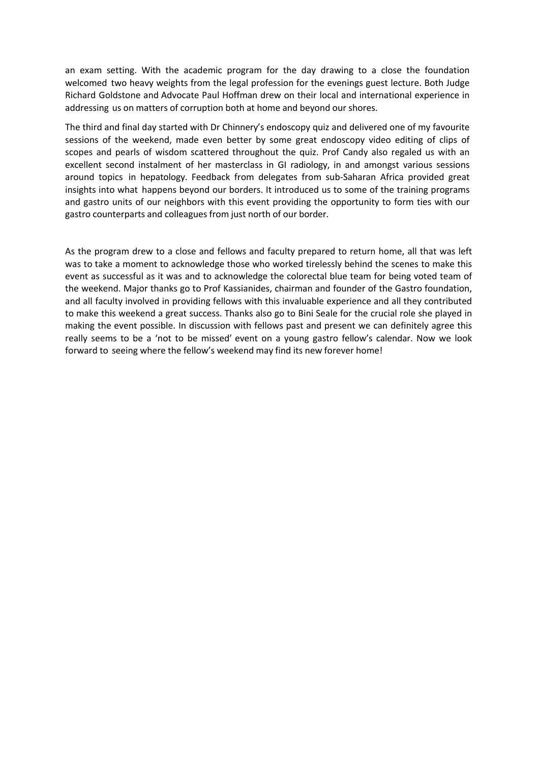an exam setting. With the academic program for the day drawing to a close the foundation welcomed two heavy weights from the legal profession for the evenings guest lecture. Both Judge Richard Goldstone and Advocate Paul Hoffman drew on their local and international experience in addressing us on matters of corruption both at home and beyond our shores.

The third and final day started with Dr Chinnery's endoscopy quiz and delivered one of my favourite sessions of the weekend, made even better by some great endoscopy video editing of clips of scopes and pearls of wisdom scattered throughout the quiz. Prof Candy also regaled us with an excellent second instalment of her masterclass in GI radiology, in and amongst various sessions around topics in hepatology. Feedback from delegates from sub-Saharan Africa provided great insights into what happens beyond our borders. It introduced us to some of the training programs and gastro units of our neighbors with this event providing the opportunity to form ties with our gastro counterparts and colleagues from just north of our border.

As the program drew to a close and fellows and faculty prepared to return home, all that was left was to take a moment to acknowledge those who worked tirelessly behind the scenes to make this event as successful as it was and to acknowledge the colorectal blue team for being voted team of the weekend. Major thanks go to Prof Kassianides, chairman and founder of the Gastro foundation, and all faculty involved in providing fellows with this invaluable experience and all they contributed to make this weekend a great success. Thanks also go to Bini Seale for the crucial role she played in making the event possible. In discussion with fellows past and present we can definitely agree this really seems to be a 'not to be missed' event on a young gastro fellow's calendar. Now we look forward to seeing where the fellow's weekend may find its new forever home!